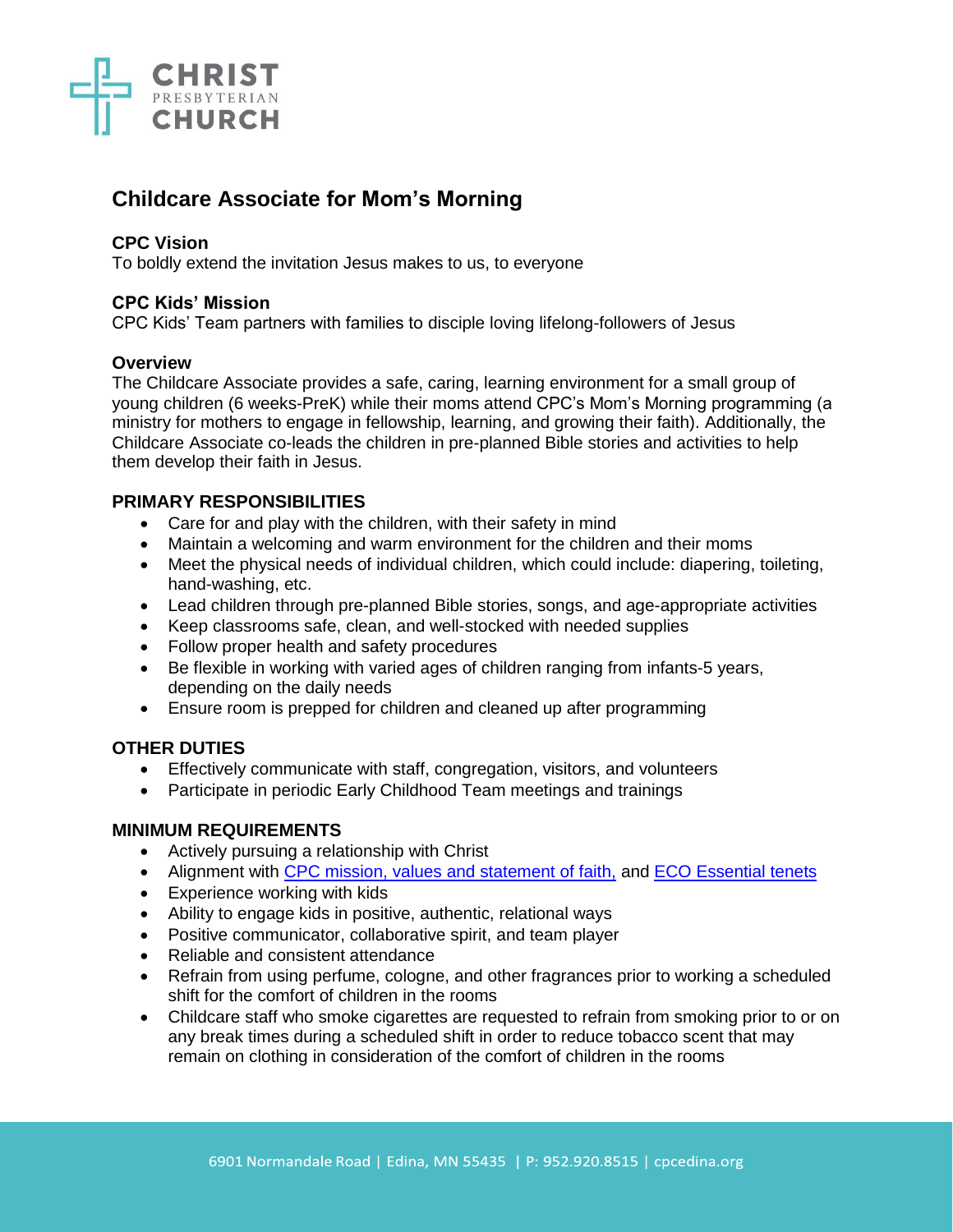# Childcare Associate for Mom's Morning

**CPC Vision**
To boldly extend the invitation Jesus makes to us, to everyone

**CPC Kids' Mission**
CPC Kids' Team partners with families to disciple loving lifelong-followers of Jesus

**Overview**
The Childcare Associate provides a safe, caring, learning environment for a small group of young children (6 weeks-PreK) while their moms attend CPC's Mom's Morning programming (a ministry for mothers to engage in fellowship, learning, and growing their faith). Additionally, the Childcare Associate co-leads the children in pre-planned Bible stories and activities to help them develop their faith in Jesus.

## PRIMARY RESPONSIBILITIES

- Care for and play with the children, with their safety in mind
- Maintain a welcoming and warm environment for the children and their moms
- Meet the physical needs of individual children, which could include: diapering, toileting, hand-washing, etc.
- Lead children through pre-planned Bible stories, songs, and age-appropriate activities
- Keep classrooms safe, clean, and well-stocked with needed supplies
- Follow proper health and safety procedures
- Be flexible in working with varied ages of children ranging from infants-5 years, depending on the daily needs
- Ensure room is prepped for children and cleaned up after programming

## OTHER DUTIES

- Effectively communicate with staff, congregation, visitors, and volunteers
- Participate in periodic Early Childhood Team meetings and trainings

## MINIMUM REQUIREMENTS

- Actively pursuing a relationship with Christ
- Alignment with CPC mission, values and statement of faith, and ECO Essential tenets
- Experience working with kids
- Ability to engage kids in positive, authentic, relational ways
- Positive communicator, collaborative spirit, and team player
- Reliable and consistent attendance
- Refrain from using perfume, cologne, and other fragrances prior to working a scheduled shift for the comfort of children in the rooms
- Childcare staff who smoke cigarettes are requested to refrain from smoking prior to or on any break times during a scheduled shift in order to reduce tobacco scent that may remain on clothing in consideration of the comfort of children in the rooms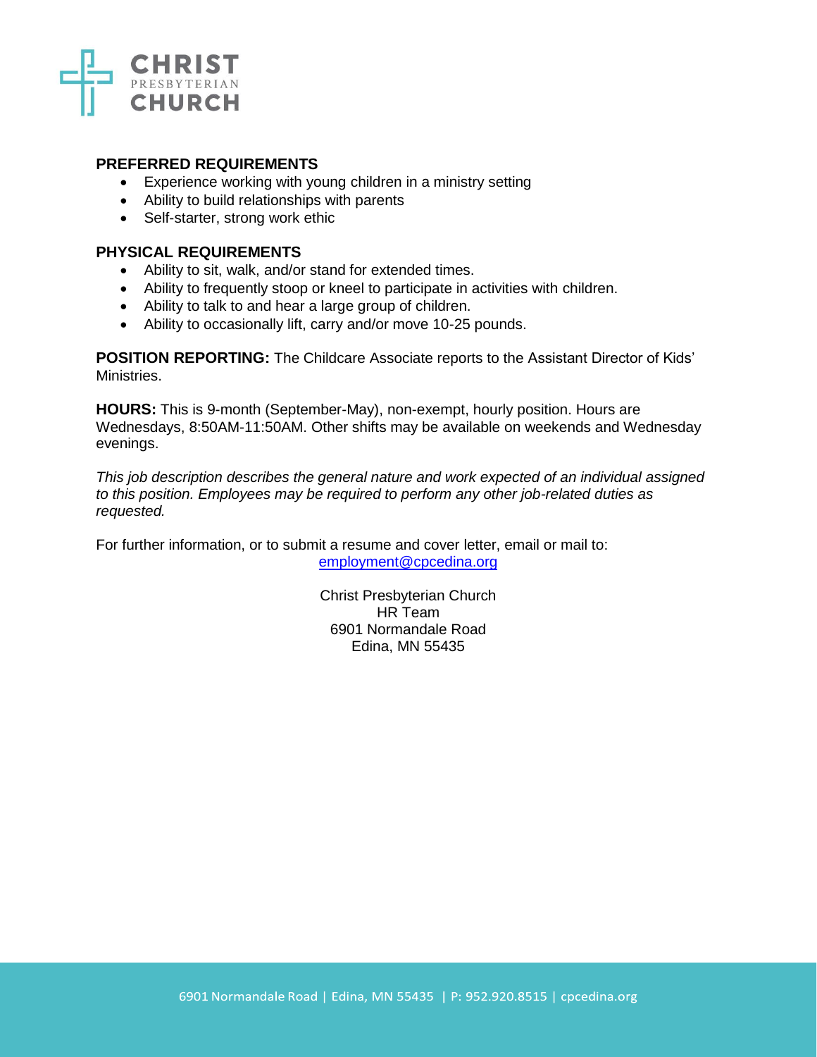## PREFERRED REQUIREMENTS

- Experience working with young children in a ministry setting
- Ability to build relationships with parents
- Self-starter, strong work ethic

## PHYSICAL REQUIREMENTS

- Ability to sit, walk, and/or stand for extended times.
- Ability to frequently stoop or kneel to participate in activities with children.
- Ability to talk to and hear a large group of children.
- Ability to occasionally lift, carry and/or move 10-25 pounds.

**POSITION REPORTING:** The Childcare Associate reports to the Assistant Director of Kids' Ministries.

**HOURS:** This is 9-month (September-May), non-exempt, hourly position. Hours are Wednesdays, 8:50AM-11:50AM. Other shifts may be available on weekends and Wednesday evenings.

*This job description describes the general nature and work expected of an individual assigned to this position. Employees may be required to perform any other job-related duties as requested.*

For further information, or to submit a resume and cover letter, email or mail to:
employment@cpcedina.org

Christ Presbyterian Church
HR Team
6901 Normandale Road
Edina, MN 55435